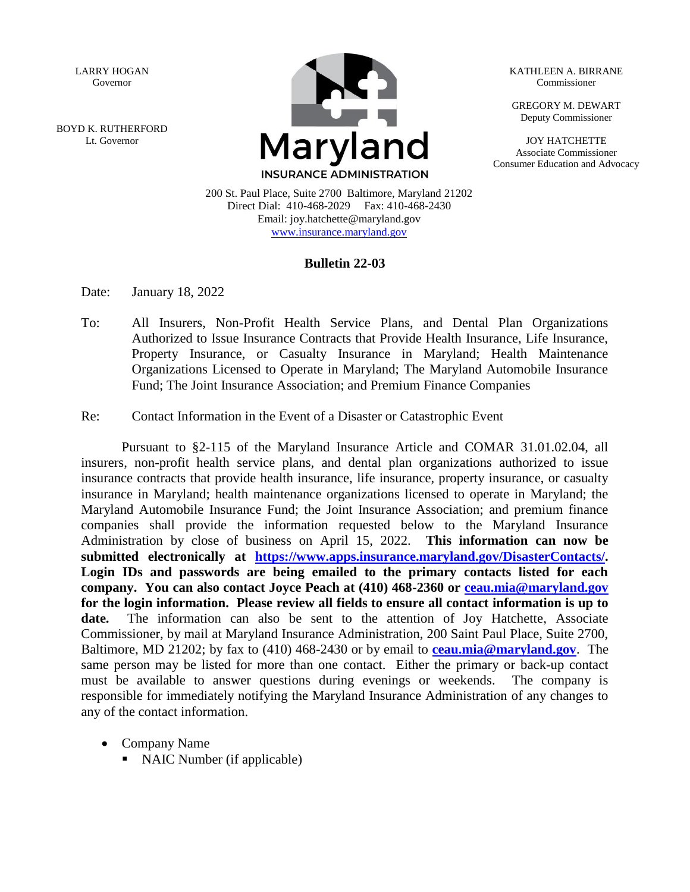LARRY HOGAN
Governor

BOYD K. RUTHERFORD
Lt. Governor

Maryland
INSURANCE ADMINISTRATION

KATHLEEN A. BIRRANE
Commissioner

GREGORY M. DEWART
Deputy Commissioner

JOY HATCHETTE
Associate Commissioner
Consumer Education and Advocacy

200 St. Paul Place, Suite 2700 Baltimore, Maryland 21202
Direct Dial: 410-468-2029 Fax: 410-468-2430
Email: joy.hatchette@maryland.gov
www.insurance.maryland.gov

# Bulletin 22-03

Date: January 18, 2022

To: All Insurers, Non-Profit Health Service Plans, and Dental Plan Organizations Authorized to Issue Insurance Contracts that Provide Health Insurance, Life Insurance, Property Insurance, or Casualty Insurance in Maryland; Health Maintenance Organizations Licensed to Operate in Maryland; The Maryland Automobile Insurance Fund; The Joint Insurance Association; and Premium Finance Companies

Re: Contact Information in the Event of a Disaster or Catastrophic Event

Pursuant to §2-115 of the Maryland Insurance Article and COMAR 31.01.02.04, all insurers, non-profit health service plans, and dental plan organizations authorized to issue insurance contracts that provide health insurance, life insurance, property insurance, or casualty insurance in Maryland; health maintenance organizations licensed to operate in Maryland; the Maryland Automobile Insurance Fund; the Joint Insurance Association; and premium finance companies shall provide the information requested below to the Maryland Insurance Administration by close of business on April 15, 2022. **This information can now be submitted electronically at https://www.apps.insurance.maryland.gov/DisasterContacts/. Login IDs and passwords are being emailed to the primary contacts listed for each company. You can also contact Joyce Peach at (410) 468-2360 or ceau.mia@maryland.gov for the login information. Please review all fields to ensure all contact information is up to date.** The information can also be sent to the attention of Joy Hatchette, Associate Commissioner, by mail at Maryland Insurance Administration, 200 Saint Paul Place, Suite 2700, Baltimore, MD 21202; by fax to (410) 468-2430 or by email to **ceau.mia@maryland.gov**. The same person may be listed for more than one contact. Either the primary or back-up contact must be available to answer questions during evenings or weekends. The company is responsible for immediately notifying the Maryland Insurance Administration of any changes to any of the contact information.

- Company Name
  - NAIC Number (if applicable)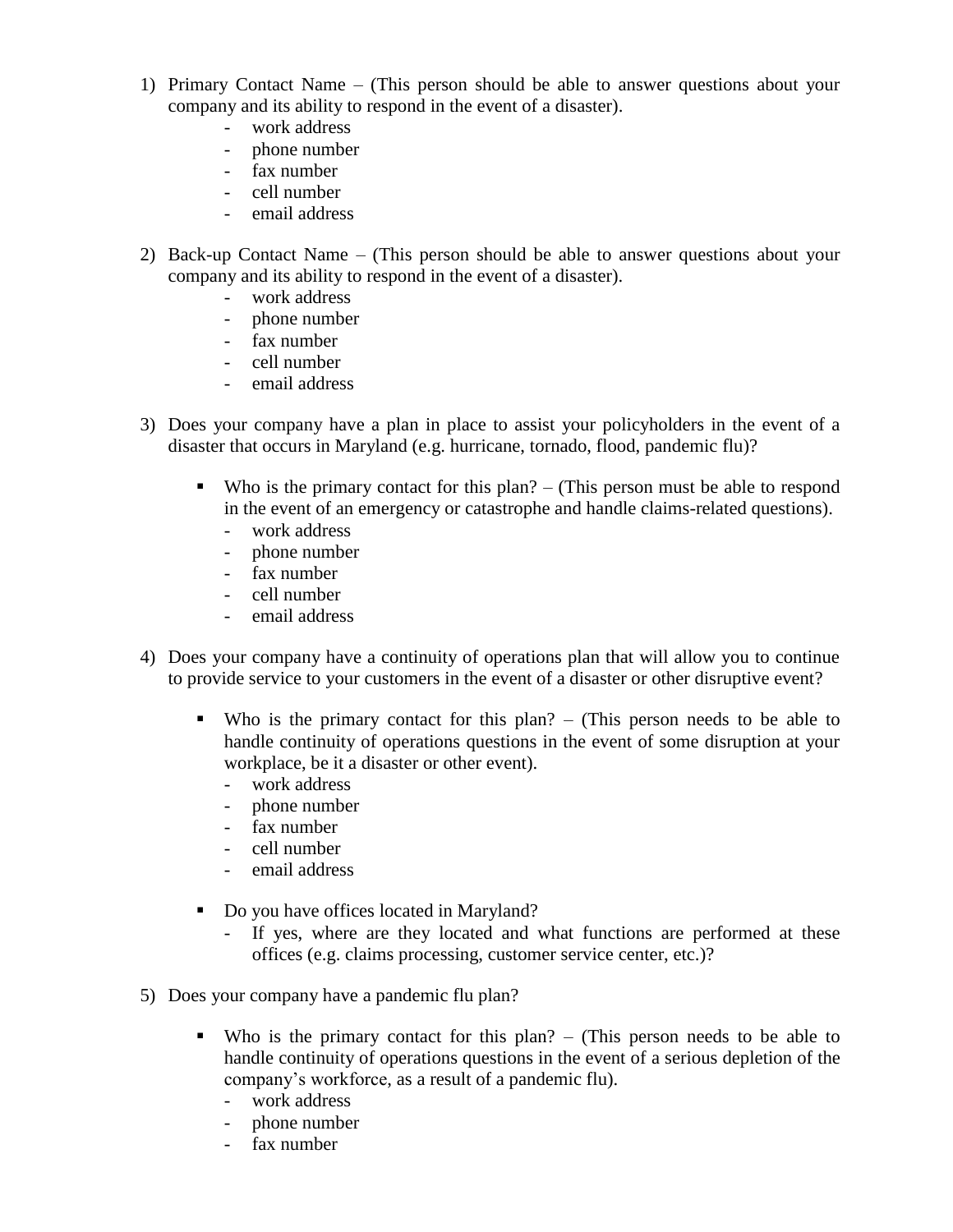1) Primary Contact Name – (This person should be able to answer questions about your company and its ability to respond in the event of a disaster).
    - work address
    - phone number
    - fax number
    - cell number
    - email address

2) Back-up Contact Name – (This person should be able to answer questions about your company and its ability to respond in the event of a disaster).
    - work address
    - phone number
    - fax number
    - cell number
    - email address

3) Does your company have a plan in place to assist your policyholders in the event of a disaster that occurs in Maryland (e.g. hurricane, tornado, flood, pandemic flu)?

    - Who is the primary contact for this plan? – (This person must be able to respond in the event of an emergency or catastrophe and handle claims-related questions).
        - work address
        - phone number
        - fax number
        - cell number
        - email address

4) Does your company have a continuity of operations plan that will allow you to continue to provide service to your customers in the event of a disaster or other disruptive event?

    - Who is the primary contact for this plan? – (This person needs to be able to handle continuity of operations questions in the event of some disruption at your workplace, be it a disaster or other event).
        - work address
        - phone number
        - fax number
        - cell number
        - email address

    - Do you have offices located in Maryland?
        - If yes, where are they located and what functions are performed at these offices (e.g. claims processing, customer service center, etc.)?

5) Does your company have a pandemic flu plan?

    - Who is the primary contact for this plan? – (This person needs to be able to handle continuity of operations questions in the event of a serious depletion of the company's workforce, as a result of a pandemic flu).
        - work address
        - phone number
        - fax number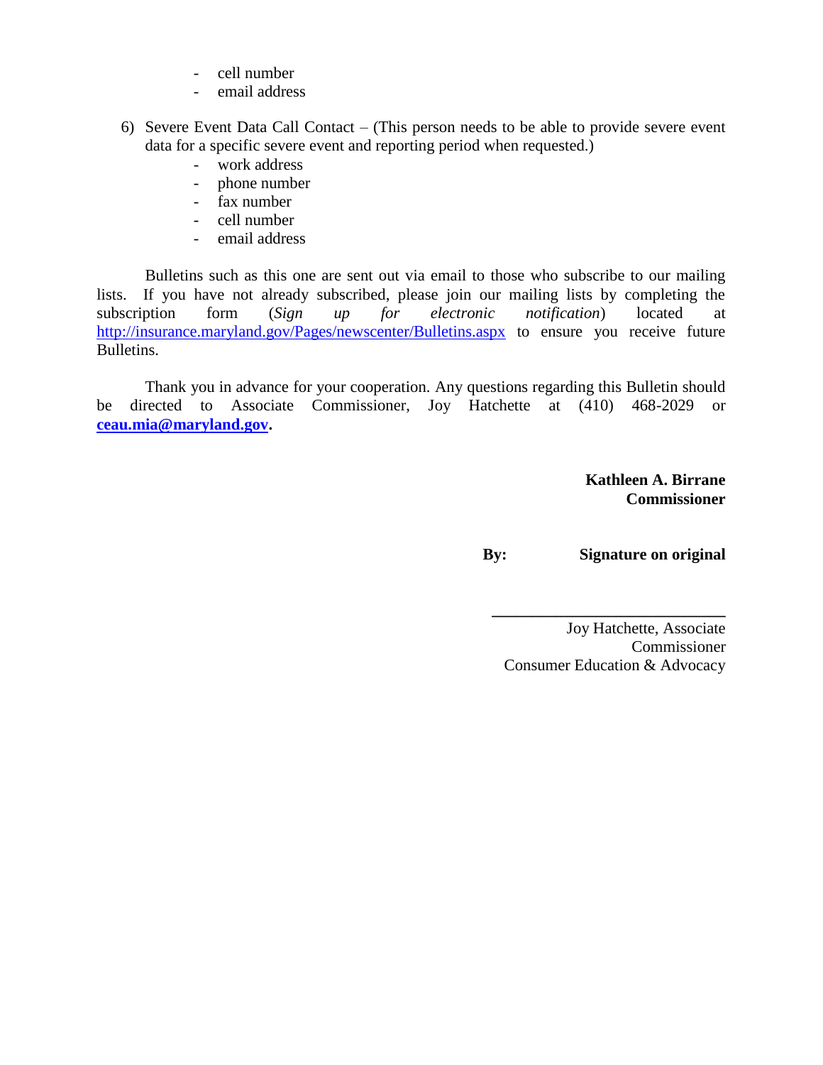- cell number
- email address

6) Severe Event Data Call Contact – (This person needs to be able to provide severe event data for a specific severe event and reporting period when requested.)
   - work address
   - phone number
   - fax number
   - cell number
   - email address

Bulletins such as this one are sent out via email to those who subscribe to our mailing lists. If you have not already subscribed, please join our mailing lists by completing the subscription form (*Sign up for electronic notification*) located at http://insurance.maryland.gov/Pages/newscenter/Bulletins.aspx to ensure you receive future Bulletins.

Thank you in advance for your cooperation. Any questions regarding this Bulletin should be directed to Associate Commissioner, Joy Hatchette at (410) 468-2029 or **ceau.mia@maryland.gov.**

**Kathleen A. Birrane**
**Commissioner**

**By: Signature on original**

\_\_\_\_\_\_\_\_\_\_\_\_\_\_\_\_\_\_\_\_\_\_\_\_\_\_\_\_

Joy Hatchette, Associate Commissioner
Consumer Education & Advocacy